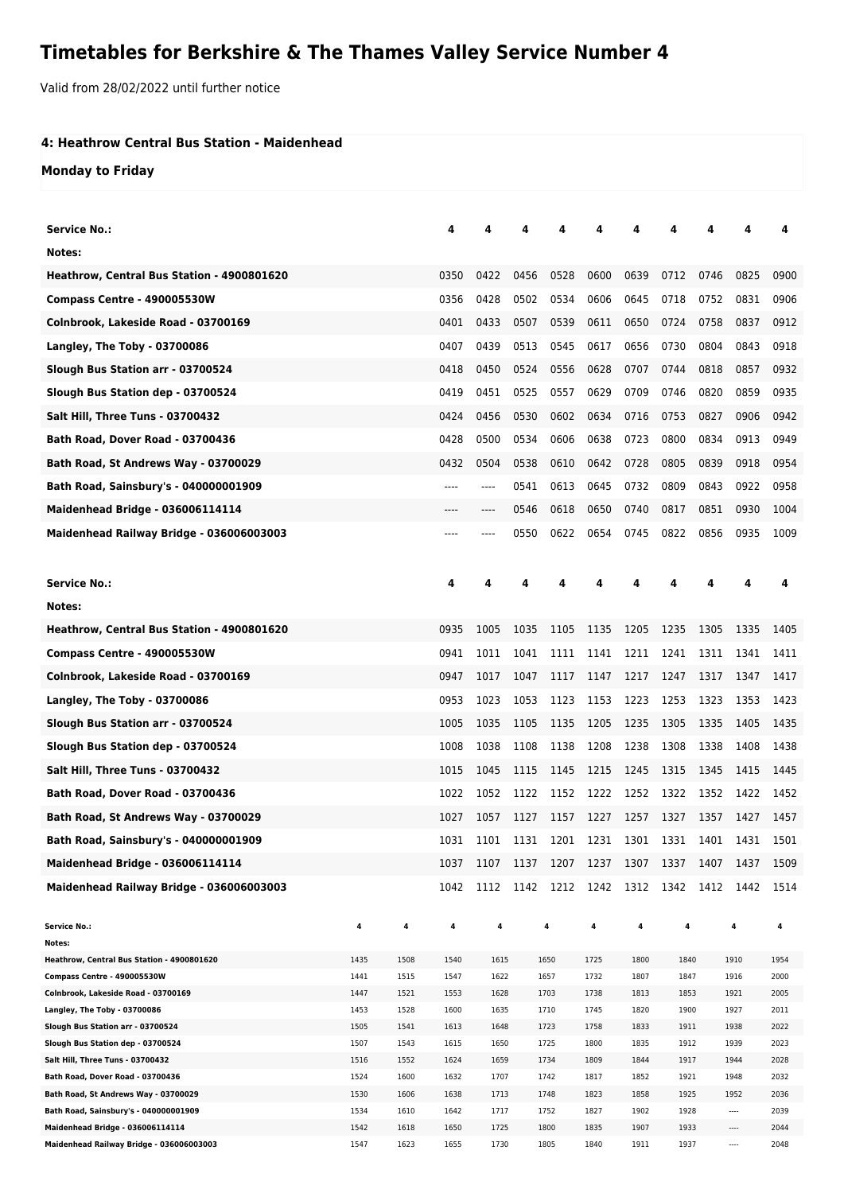# Timetables for Berkshire & The Thames Valley Service Number 4

Valid from 28/02/2022 until further notice

### 4: Heathrow Central Bus Station - Maidenhead

#### Monday to Friday

| Service No.: | 4 | 4 | 4 | 4 | 4 | 4 | 4 | 4 | 4 | 4 |
|---|---|---|---|---|---|---|---|---|---|---|
| Notes: | | | | | | | | | | |
| Heathrow, Central Bus Station - 4900801620 | 0350 | 0422 | 0456 | 0528 | 0600 | 0639 | 0712 | 0746 | 0825 | 0900 |
| Compass Centre - 490005530W | 0356 | 0428 | 0502 | 0534 | 0606 | 0645 | 0718 | 0752 | 0831 | 0906 |
| Colnbrook, Lakeside Road - 03700169 | 0401 | 0433 | 0507 | 0539 | 0611 | 0650 | 0724 | 0758 | 0837 | 0912 |
| Langley, The Toby - 03700086 | 0407 | 0439 | 0513 | 0545 | 0617 | 0656 | 0730 | 0804 | 0843 | 0918 |
| Slough Bus Station arr - 03700524 | 0418 | 0450 | 0524 | 0556 | 0628 | 0707 | 0744 | 0818 | 0857 | 0932 |
| Slough Bus Station dep - 03700524 | 0419 | 0451 | 0525 | 0557 | 0629 | 0709 | 0746 | 0820 | 0859 | 0935 |
| Salt Hill, Three Tuns - 03700432 | 0424 | 0456 | 0530 | 0602 | 0634 | 0716 | 0753 | 0827 | 0906 | 0942 |
| Bath Road, Dover Road - 03700436 | 0428 | 0500 | 0534 | 0606 | 0638 | 0723 | 0800 | 0834 | 0913 | 0949 |
| Bath Road, St Andrews Way - 03700029 | 0432 | 0504 | 0538 | 0610 | 0642 | 0728 | 0805 | 0839 | 0918 | 0954 |
| Bath Road, Sainsbury's - 040000001909 | ---- | ---- | 0541 | 0613 | 0645 | 0732 | 0809 | 0843 | 0922 | 0958 |
| Maidenhead Bridge - 036006114114 | ---- | ---- | 0546 | 0618 | 0650 | 0740 | 0817 | 0851 | 0930 | 1004 |
| Maidenhead Railway Bridge - 036006003003 | ---- | ---- | 0550 | 0622 | 0654 | 0745 | 0822 | 0856 | 0935 | 1009 |

| Service No.: | 4 | 4 | 4 | 4 | 4 | 4 | 4 | 4 | 4 | 4 |
|---|---|---|---|---|---|---|---|---|---|---|
| Notes: | | | | | | | | | | |
| Heathrow, Central Bus Station - 4900801620 | 0935 | 1005 | 1035 | 1105 | 1135 | 1205 | 1235 | 1305 | 1335 | 1405 |
| Compass Centre - 490005530W | 0941 | 1011 | 1041 | 1111 | 1141 | 1211 | 1241 | 1311 | 1341 | 1411 |
| Colnbrook, Lakeside Road - 03700169 | 0947 | 1017 | 1047 | 1117 | 1147 | 1217 | 1247 | 1317 | 1347 | 1417 |
| Langley, The Toby - 03700086 | 0953 | 1023 | 1053 | 1123 | 1153 | 1223 | 1253 | 1323 | 1353 | 1423 |
| Slough Bus Station arr - 03700524 | 1005 | 1035 | 1105 | 1135 | 1205 | 1235 | 1305 | 1335 | 1405 | 1435 |
| Slough Bus Station dep - 03700524 | 1008 | 1038 | 1108 | 1138 | 1208 | 1238 | 1308 | 1338 | 1408 | 1438 |
| Salt Hill, Three Tuns - 03700432 | 1015 | 1045 | 1115 | 1145 | 1215 | 1245 | 1315 | 1345 | 1415 | 1445 |
| Bath Road, Dover Road - 03700436 | 1022 | 1052 | 1122 | 1152 | 1222 | 1252 | 1322 | 1352 | 1422 | 1452 |
| Bath Road, St Andrews Way - 03700029 | 1027 | 1057 | 1127 | 1157 | 1227 | 1257 | 1327 | 1357 | 1427 | 1457 |
| Bath Road, Sainsbury's - 040000001909 | 1031 | 1101 | 1131 | 1201 | 1231 | 1301 | 1331 | 1401 | 1431 | 1501 |
| Maidenhead Bridge - 036006114114 | 1037 | 1107 | 1137 | 1207 | 1237 | 1307 | 1337 | 1407 | 1437 | 1509 |
| Maidenhead Railway Bridge - 036006003003 | 1042 | 1112 | 1142 | 1212 | 1242 | 1312 | 1342 | 1412 | 1442 | 1514 |

| Service No.: | 4 | 4 | 4 | 4 | 4 | 4 | 4 | 4 | 4 | 4 |
|---|---|---|---|---|---|---|---|---|---|---|
| Notes: | | | | | | | | | | |
| Heathrow, Central Bus Station - 4900801620 | 1435 | 1508 | 1540 | 1615 | 1650 | 1725 | 1800 | 1840 | 1910 | 1954 |
| Compass Centre - 490005530W | 1441 | 1515 | 1547 | 1622 | 1657 | 1732 | 1807 | 1847 | 1916 | 2000 |
| Colnbrook, Lakeside Road - 03700169 | 1447 | 1521 | 1553 | 1628 | 1703 | 1738 | 1813 | 1853 | 1921 | 2005 |
| Langley, The Toby - 03700086 | 1453 | 1528 | 1600 | 1635 | 1710 | 1745 | 1820 | 1900 | 1927 | 2011 |
| Slough Bus Station arr - 03700524 | 1505 | 1541 | 1613 | 1648 | 1723 | 1758 | 1833 | 1911 | 1938 | 2022 |
| Slough Bus Station dep - 03700524 | 1507 | 1543 | 1615 | 1650 | 1725 | 1800 | 1835 | 1912 | 1939 | 2023 |
| Salt Hill, Three Tuns - 03700432 | 1516 | 1552 | 1624 | 1659 | 1734 | 1809 | 1844 | 1917 | 1944 | 2028 |
| Bath Road, Dover Road - 03700436 | 1524 | 1600 | 1632 | 1707 | 1742 | 1817 | 1852 | 1921 | 1948 | 2032 |
| Bath Road, St Andrews Way - 03700029 | 1530 | 1606 | 1638 | 1713 | 1748 | 1823 | 1858 | 1925 | 1952 | 2036 |
| Bath Road, Sainsbury's - 040000001909 | 1534 | 1610 | 1642 | 1717 | 1752 | 1827 | 1902 | 1928 | ---- | 2039 |
| Maidenhead Bridge - 036006114114 | 1542 | 1618 | 1650 | 1725 | 1800 | 1835 | 1907 | 1933 | ---- | 2044 |
| Maidenhead Railway Bridge - 036006003003 | 1547 | 1623 | 1655 | 1730 | 1805 | 1840 | 1911 | 1937 | ---- | 2048 |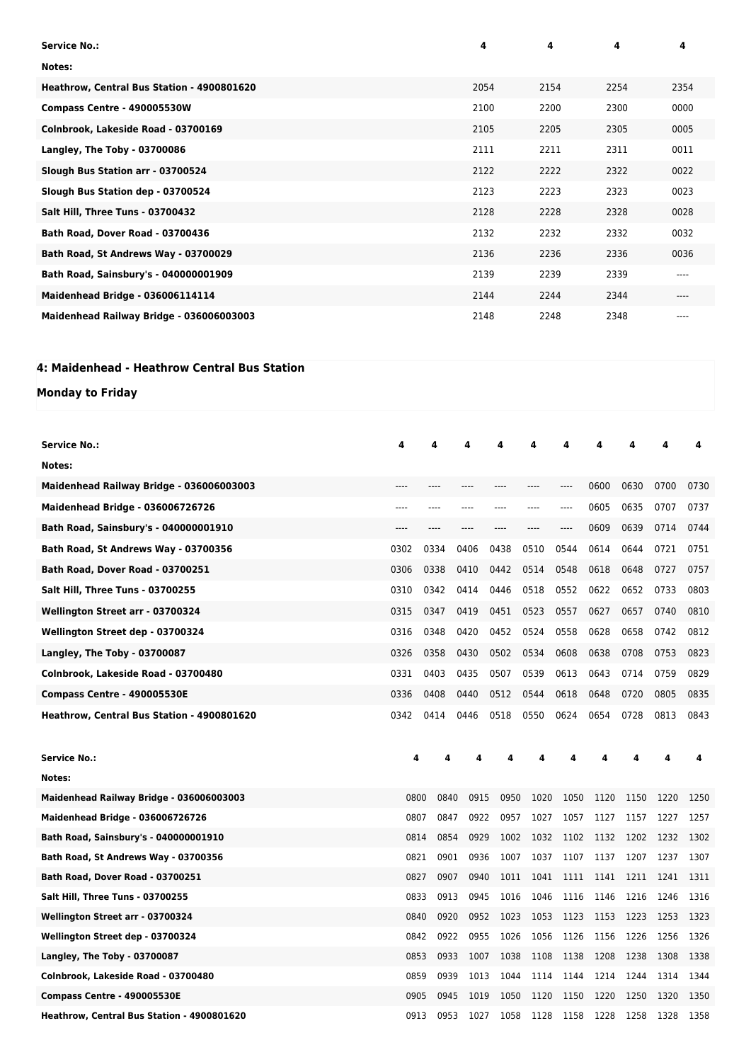| Service No.: | 4 | 4 | 4 | 4 |
|---|---|---|---|---|
| Notes: | | | | |
| Heathrow, Central Bus Station - 4900801620 | 2054 | 2154 | 2254 | 2354 |
| Compass Centre - 490005530W | 2100 | 2200 | 2300 | 0000 |
| Colnbrook, Lakeside Road - 03700169 | 2105 | 2205 | 2305 | 0005 |
| Langley, The Toby - 03700086 | 2111 | 2211 | 2311 | 0011 |
| Slough Bus Station arr - 03700524 | 2122 | 2222 | 2322 | 0022 |
| Slough Bus Station dep - 03700524 | 2123 | 2223 | 2323 | 0023 |
| Salt Hill, Three Tuns - 03700432 | 2128 | 2228 | 2328 | 0028 |
| Bath Road, Dover Road - 03700436 | 2132 | 2232 | 2332 | 0032 |
| Bath Road, St Andrews Way - 03700029 | 2136 | 2236 | 2336 | 0036 |
| Bath Road, Sainsbury's - 040000001909 | 2139 | 2239 | 2339 | ---- |
| Maidenhead Bridge - 036006114114 | 2144 | 2244 | 2344 | ---- |
| Maidenhead Railway Bridge - 036006003003 | 2148 | 2248 | 2348 | ---- |

## 4: Maidenhead - Heathrow Central Bus Station

### Monday to Friday

| Service No.: | 4 | 4 | 4 | 4 | 4 | 4 | 4 | 4 | 4 | 4 |
|---|---|---|---|---|---|---|---|---|---|---|
| Notes: | | | | | | | | | | |
| Maidenhead Railway Bridge - 036006003003 | ---- | ---- | ---- | ---- | ---- | ---- | 0600 | 0630 | 0700 | 0730 |
| Maidenhead Bridge - 036006726726 | ---- | ---- | ---- | ---- | ---- | ---- | 0605 | 0635 | 0707 | 0737 |
| Bath Road, Sainsbury's - 040000001910 | ---- | ---- | ---- | ---- | ---- | ---- | 0609 | 0639 | 0714 | 0744 |
| Bath Road, St Andrews Way - 03700356 | 0302 | 0334 | 0406 | 0438 | 0510 | 0544 | 0614 | 0644 | 0721 | 0751 |
| Bath Road, Dover Road - 03700251 | 0306 | 0338 | 0410 | 0442 | 0514 | 0548 | 0618 | 0648 | 0727 | 0757 |
| Salt Hill, Three Tuns - 03700255 | 0310 | 0342 | 0414 | 0446 | 0518 | 0552 | 0622 | 0652 | 0733 | 0803 |
| Wellington Street arr - 03700324 | 0315 | 0347 | 0419 | 0451 | 0523 | 0557 | 0627 | 0657 | 0740 | 0810 |
| Wellington Street dep - 03700324 | 0316 | 0348 | 0420 | 0452 | 0524 | 0558 | 0628 | 0658 | 0742 | 0812 |
| Langley, The Toby - 03700087 | 0326 | 0358 | 0430 | 0502 | 0534 | 0608 | 0638 | 0708 | 0753 | 0823 |
| Colnbrook, Lakeside Road - 03700480 | 0331 | 0403 | 0435 | 0507 | 0539 | 0613 | 0643 | 0714 | 0759 | 0829 |
| Compass Centre - 490005530E | 0336 | 0408 | 0440 | 0512 | 0544 | 0618 | 0648 | 0720 | 0805 | 0835 |
| Heathrow, Central Bus Station - 4900801620 | 0342 | 0414 | 0446 | 0518 | 0550 | 0624 | 0654 | 0728 | 0813 | 0843 |

| Service No.: | 4 | 4 | 4 | 4 | 4 | 4 | 4 | 4 | 4 | 4 |
|---|---|---|---|---|---|---|---|---|---|---|
| Notes: | | | | | | | | | | |
| Maidenhead Railway Bridge - 036006003003 | 0800 | 0840 | 0915 | 0950 | 1020 | 1050 | 1120 | 1150 | 1220 | 1250 |
| Maidenhead Bridge - 036006726726 | 0807 | 0847 | 0922 | 0957 | 1027 | 1057 | 1127 | 1157 | 1227 | 1257 |
| Bath Road, Sainsbury's - 040000001910 | 0814 | 0854 | 0929 | 1002 | 1032 | 1102 | 1132 | 1202 | 1232 | 1302 |
| Bath Road, St Andrews Way - 03700356 | 0821 | 0901 | 0936 | 1007 | 1037 | 1107 | 1137 | 1207 | 1237 | 1307 |
| Bath Road, Dover Road - 03700251 | 0827 | 0907 | 0940 | 1011 | 1041 | 1111 | 1141 | 1211 | 1241 | 1311 |
| Salt Hill, Three Tuns - 03700255 | 0833 | 0913 | 0945 | 1016 | 1046 | 1116 | 1146 | 1216 | 1246 | 1316 |
| Wellington Street arr - 03700324 | 0840 | 0920 | 0952 | 1023 | 1053 | 1123 | 1153 | 1223 | 1253 | 1323 |
| Wellington Street dep - 03700324 | 0842 | 0922 | 0955 | 1026 | 1056 | 1126 | 1156 | 1226 | 1256 | 1326 |
| Langley, The Toby - 03700087 | 0853 | 0933 | 1007 | 1038 | 1108 | 1138 | 1208 | 1238 | 1308 | 1338 |
| Colnbrook, Lakeside Road - 03700480 | 0859 | 0939 | 1013 | 1044 | 1114 | 1144 | 1214 | 1244 | 1314 | 1344 |
| Compass Centre - 490005530E | 0905 | 0945 | 1019 | 1050 | 1120 | 1150 | 1220 | 1250 | 1320 | 1350 |
| Heathrow, Central Bus Station - 4900801620 | 0913 | 0953 | 1027 | 1058 | 1128 | 1158 | 1228 | 1258 | 1328 | 1358 |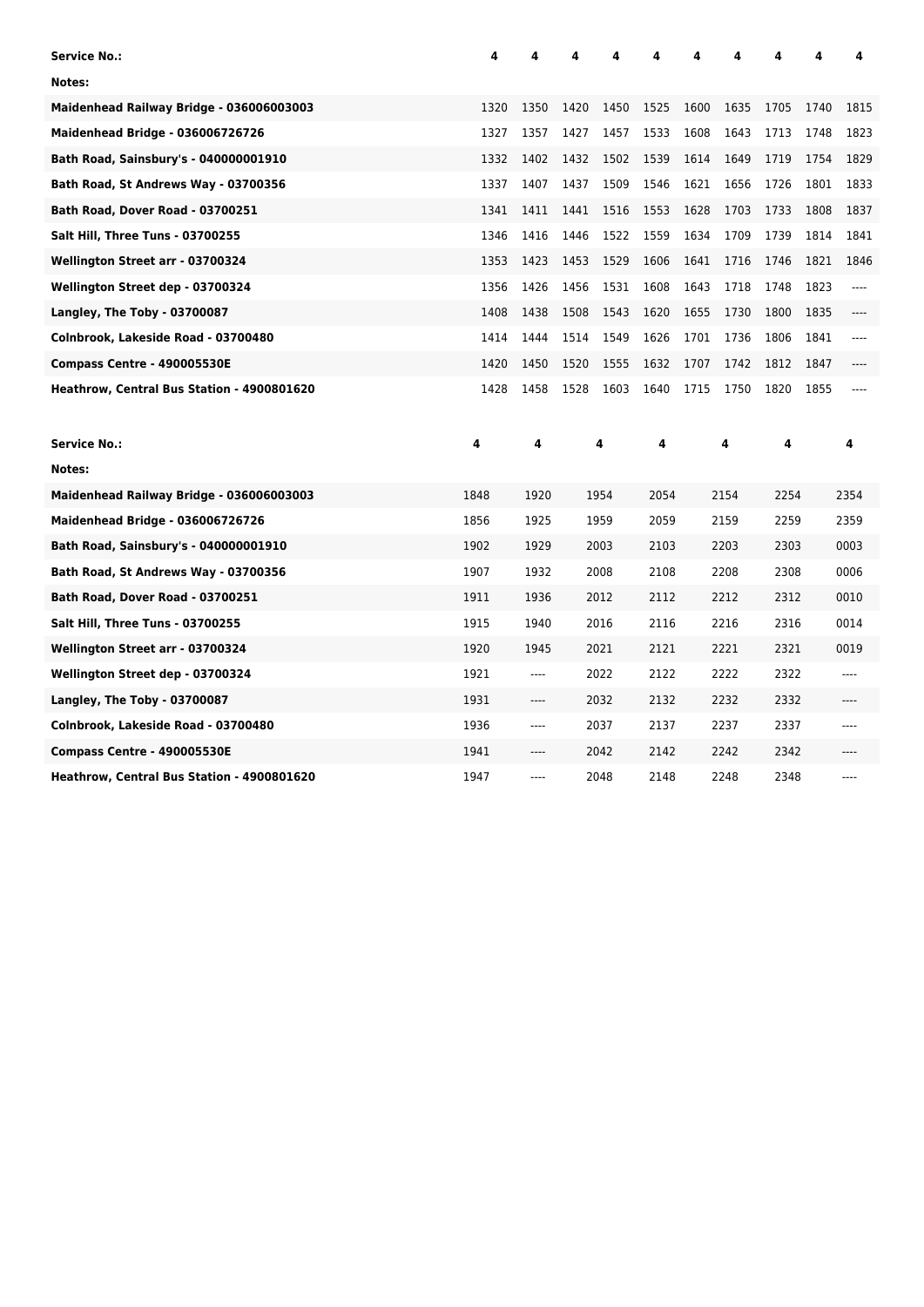| Service No.: | 4 | 4 | 4 | 4 | 4 | 4 | 4 | 4 | 4 | 4 |
|---|---|---|---|---|---|---|---|---|---|---|
| Notes: | | | | | | | | | | |
| Maidenhead Railway Bridge - 036006003003 | 1320 | 1350 | 1420 | 1450 | 1525 | 1600 | 1635 | 1705 | 1740 | 1815 |
| Maidenhead Bridge - 036006726726 | 1327 | 1357 | 1427 | 1457 | 1533 | 1608 | 1643 | 1713 | 1748 | 1823 |
| Bath Road, Sainsbury's - 040000001910 | 1332 | 1402 | 1432 | 1502 | 1539 | 1614 | 1649 | 1719 | 1754 | 1829 |
| Bath Road, St Andrews Way - 03700356 | 1337 | 1407 | 1437 | 1509 | 1546 | 1621 | 1656 | 1726 | 1801 | 1833 |
| Bath Road, Dover Road - 03700251 | 1341 | 1411 | 1441 | 1516 | 1553 | 1628 | 1703 | 1733 | 1808 | 1837 |
| Salt Hill, Three Tuns - 03700255 | 1346 | 1416 | 1446 | 1522 | 1559 | 1634 | 1709 | 1739 | 1814 | 1841 |
| Wellington Street arr - 03700324 | 1353 | 1423 | 1453 | 1529 | 1606 | 1641 | 1716 | 1746 | 1821 | 1846 |
| Wellington Street dep - 03700324 | 1356 | 1426 | 1456 | 1531 | 1608 | 1643 | 1718 | 1748 | 1823 | ---- |
| Langley, The Toby - 03700087 | 1408 | 1438 | 1508 | 1543 | 1620 | 1655 | 1730 | 1800 | 1835 | ---- |
| Colnbrook, Lakeside Road - 03700480 | 1414 | 1444 | 1514 | 1549 | 1626 | 1701 | 1736 | 1806 | 1841 | ---- |
| Compass Centre - 490005530E | 1420 | 1450 | 1520 | 1555 | 1632 | 1707 | 1742 | 1812 | 1847 | ---- |
| Heathrow, Central Bus Station - 4900801620 | 1428 | 1458 | 1528 | 1603 | 1640 | 1715 | 1750 | 1820 | 1855 | ---- |

| Service No.: | 4 | 4 | 4 | 4 | 4 | 4 | 4 |
|---|---|---|---|---|---|---|---|
| Notes: | | | | | | | |
| Maidenhead Railway Bridge - 036006003003 | 1848 | 1920 | 1954 | 2054 | 2154 | 2254 | 2354 |
| Maidenhead Bridge - 036006726726 | 1856 | 1925 | 1959 | 2059 | 2159 | 2259 | 2359 |
| Bath Road, Sainsbury's - 040000001910 | 1902 | 1929 | 2003 | 2103 | 2203 | 2303 | 0003 |
| Bath Road, St Andrews Way - 03700356 | 1907 | 1932 | 2008 | 2108 | 2208 | 2308 | 0006 |
| Bath Road, Dover Road - 03700251 | 1911 | 1936 | 2012 | 2112 | 2212 | 2312 | 0010 |
| Salt Hill, Three Tuns - 03700255 | 1915 | 1940 | 2016 | 2116 | 2216 | 2316 | 0014 |
| Wellington Street arr - 03700324 | 1920 | 1945 | 2021 | 2121 | 2221 | 2321 | 0019 |
| Wellington Street dep - 03700324 | 1921 | ---- | 2022 | 2122 | 2222 | 2322 | ---- |
| Langley, The Toby - 03700087 | 1931 | ---- | 2032 | 2132 | 2232 | 2332 | ---- |
| Colnbrook, Lakeside Road - 03700480 | 1936 | ---- | 2037 | 2137 | 2237 | 2337 | ---- |
| Compass Centre - 490005530E | 1941 | ---- | 2042 | 2142 | 2242 | 2342 | ---- |
| Heathrow, Central Bus Station - 4900801620 | 1947 | ---- | 2048 | 2148 | 2248 | 2348 | ---- |